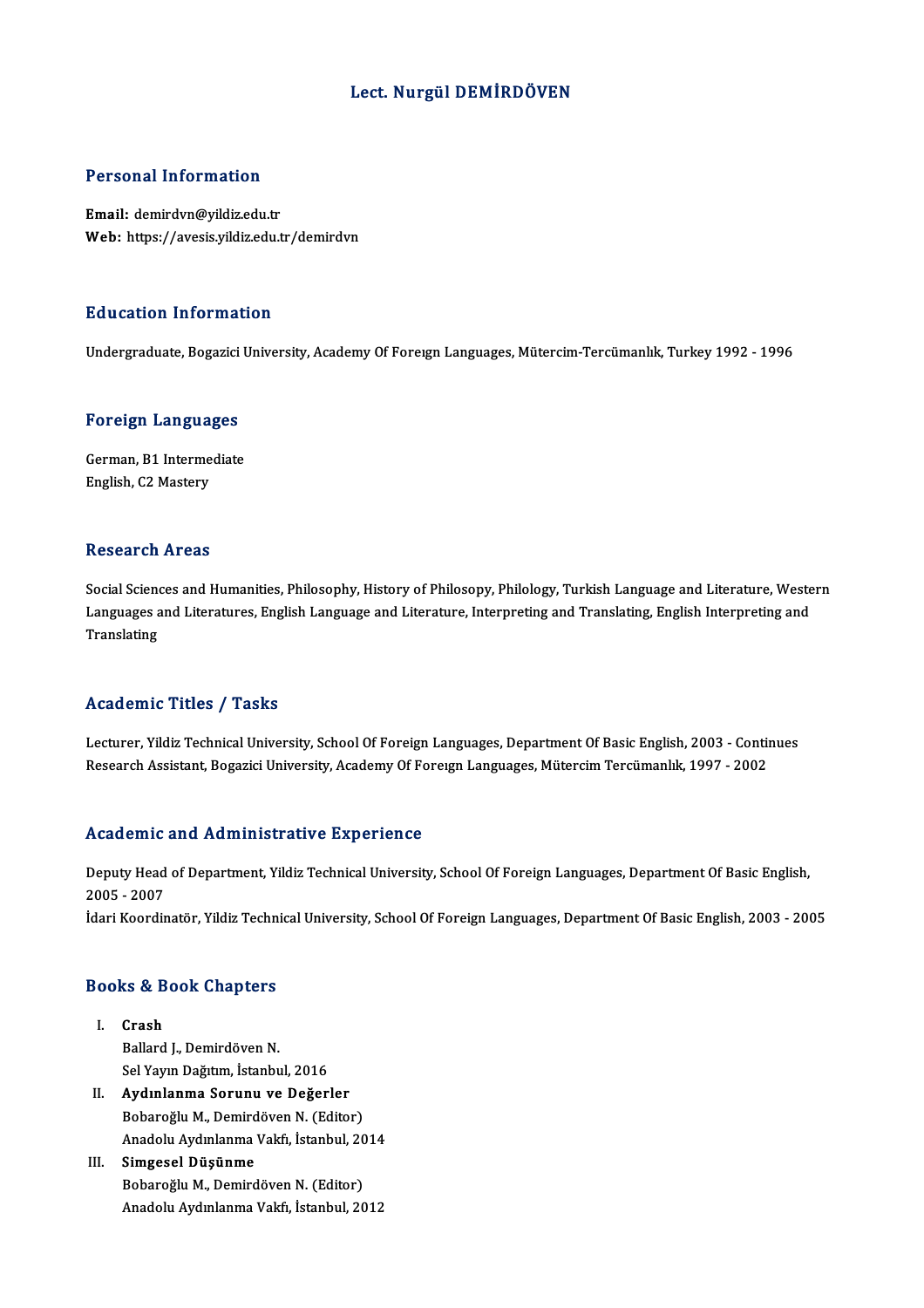# Lect. Nurgül DEMİRDÖVEN

## Personal Information

**Email:** demirdvn@yildiz.edu.tr
**Web:** https://avesis.yildiz.edu.tr/demirdvn

## Education Information

Undergraduate, Bogazici University, Academy Of Foreıgn Languages, Mütercim-Tercümanlık, Turkey 1992 - 1996

## Foreign Languages

German, B1 Intermediate
English, C2 Mastery

## Research Areas

Social Sciences and Humanities, Philosophy, History of Philosopy, Philology, Turkish Language and Literature, Western Languages and Literatures, English Language and Literature, Interpreting and Translating, English Interpreting and Translating

## Academic Titles / Tasks

Lecturer, Yildiz Technical University, School Of Foreign Languages, Department Of Basic English, 2003 - Continues
Research Assistant, Bogazici University, Academy Of Foreıgn Languages, Mütercim Tercümanlık, 1997 - 2002

## Academic and Administrative Experience

Deputy Head of Department, Yildiz Technical University, School Of Foreign Languages, Department Of Basic English, 2005 - 2007
İdari Koordinatör, Yildiz Technical University, School Of Foreign Languages, Department Of Basic English, 2003 - 2005

## Books & Book Chapters

I. **Crash**
   Ballard J., Demirdöven N.
   Sel Yayın Dağıtım, İstanbul, 2016
II. **Aydınlanma Sorunu ve Değerler**
   Bobaroğlu M., Demirdöven N. (Editor)
   Anadolu Aydınlanma Vakfı, İstanbul, 2014
III. **Simgesel Düşünme**
   Bobaroğlu M., Demirdöven N. (Editor)
   Anadolu Aydınlanma Vakfı, İstanbul, 2012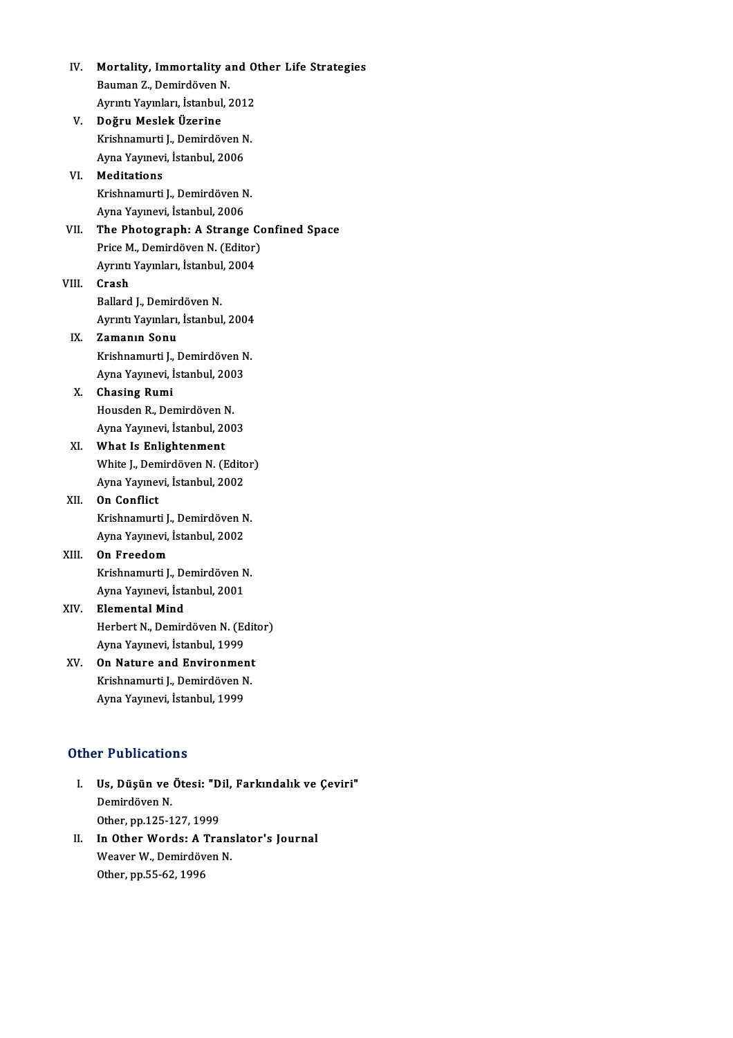IV. **Mortality, Immortality and Other Life Strategies**
Bauman Z., Demirdöven N.
Ayrıntı Yayınları, İstanbul, 2012

V. **Doğru Meslek Üzerine**
Krishnamurti J., Demirdöven N.
Ayna Yayınevi, İstanbul, 2006

VI. **Meditations**
Krishnamurti J., Demirdöven N.
Ayna Yayınevi, İstanbul, 2006

VII. **The Photograph: A Strange Confined Space**
Price M., Demirdöven N. (Editor)
Ayrıntı Yayınları, İstanbul, 2004

VIII. **Crash**
Ballard J., Demirdöven N.
Ayrıntı Yayınları, İstanbul, 2004

IX. **Zamanın Sonu**
Krishnamurti J., Demirdöven N.
Ayna Yayınevi, İstanbul, 2003

X. **Chasing Rumi**
Housden R., Demirdöven N.
Ayna Yayınevi, İstanbul, 2003

XI. **What Is Enlightenment**
White J., Demirdöven N. (Editor)
Ayna Yayınevi, İstanbul, 2002

XII. **On Conflict**
Krishnamurti J., Demirdöven N.
Ayna Yayınevi, İstanbul, 2002

XIII. **On Freedom**
Krishnamurti J., Demirdöven N.
Ayna Yayınevi, İstanbul, 2001

XIV. **Elemental Mind**
Herbert N., Demirdöven N. (Editor)
Ayna Yayınevi, İstanbul, 1999

XV. **On Nature and Environment**
Krishnamurti J., Demirdöven N.
Ayna Yayınevi, İstanbul, 1999

## Other Publications

I. **Us, Düşün ve Ötesi: "Dil, Farkındalık ve Çeviri"**
Demirdöven N.
Other, pp.125-127, 1999

II. **In Other Words: A Translator's Journal**
Weaver W., Demirdöven N.
Other, pp.55-62, 1996